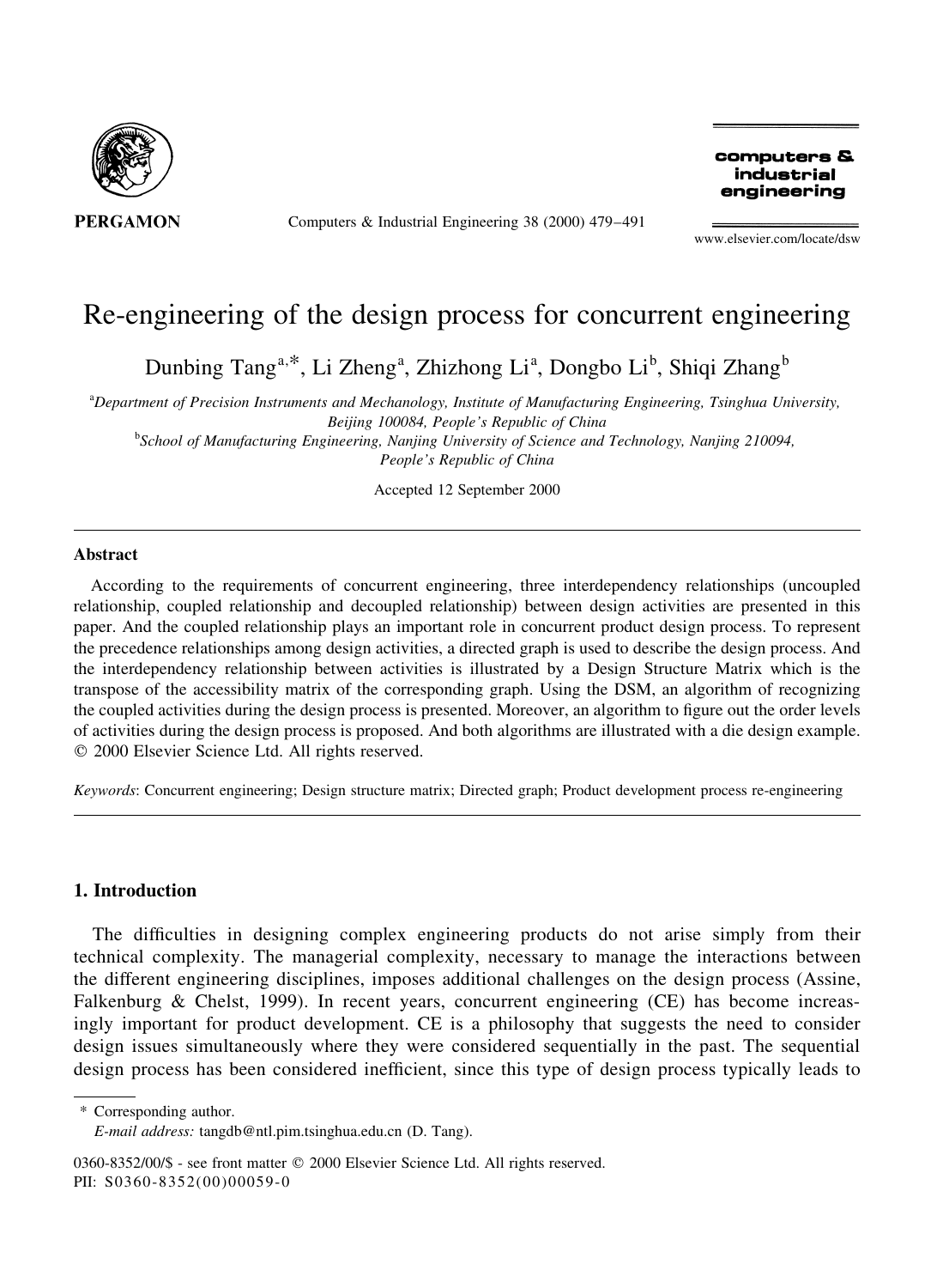# Re-engineering of the design process for concurrent engineering

Dunbing Tang[a,*], Li Zheng[a], Zhizhong Li[a], Dongbo Li[b], Shiqi Zhang[b]

[a]*Department of Precision Instruments and Mechanology, Institute of Manufacturing Engineering, Tsinghua University, Beijing 100084, People's Republic of China*

[b]*School of Manufacturing Engineering, Nanjing University of Science and Technology, Nanjing 210094, People's Republic of China*

Accepted 12 September 2000

## Abstract

According to the requirements of concurrent engineering, three interdependency relationships (uncoupled relationship, coupled relationship and decoupled relationship) between design activities are presented in this paper. And the coupled relationship plays an important role in concurrent product design process. To represent the precedence relationships among design activities, a directed graph is used to describe the design process. And the interdependency relationship between activities is illustrated by a Design Structure Matrix which is the transpose of the accessibility matrix of the corresponding graph. Using the DSM, an algorithm of recognizing the coupled activities during the design process is presented. Moreover, an algorithm to figure out the order levels of activities during the design process is proposed. And both algorithms are illustrated with a die design example. © 2000 Elsevier Science Ltd. All rights reserved.

*Keywords*: Concurrent engineering; Design structure matrix; Directed graph; Product development process re-engineering

## 1. Introduction

The difficulties in designing complex engineering products do not arise simply from their technical complexity. The managerial complexity, necessary to manage the interactions between the different engineering disciplines, imposes additional challenges on the design process (Assine, Falkenburg & Chelst, 1999). In recent years, concurrent engineering (CE) has become increasingly important for product development. CE is a philosophy that suggests the need to consider design issues simultaneously where they were considered sequentially in the past. The sequential design process has been considered inefficient, since this type of design process typically leads to

\* Corresponding author.
*E-mail address:* tangdb@ntl.pim.tsinghua.edu.cn (D. Tang).

0360-8352/00/$ - see front matter © 2000 Elsevier Science Ltd. All rights reserved.
PII: S0360-8352(00)00059-0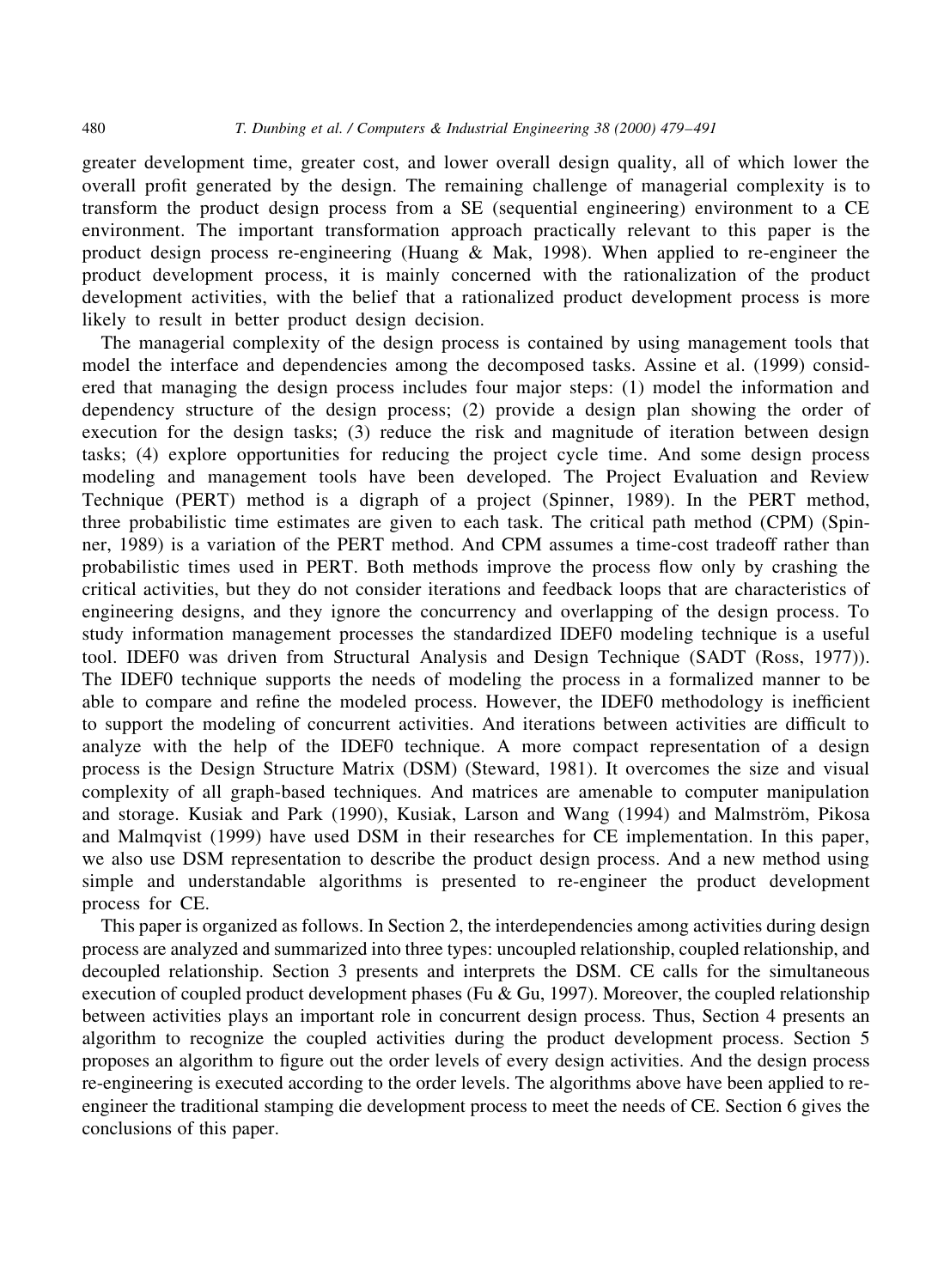greater development time, greater cost, and lower overall design quality, all of which lower the overall profit generated by the design. The remaining challenge of managerial complexity is to transform the product design process from a SE (sequential engineering) environment to a CE environment. The important transformation approach practically relevant to this paper is the product design process re-engineering (Huang & Mak, 1998). When applied to re-engineer the product development process, it is mainly concerned with the rationalization of the product development activities, with the belief that a rationalized product development process is more likely to result in better product design decision.

The managerial complexity of the design process is contained by using management tools that model the interface and dependencies among the decomposed tasks. Assine et al. (1999) considered that managing the design process includes four major steps: (1) model the information and dependency structure of the design process; (2) provide a design plan showing the order of execution for the design tasks; (3) reduce the risk and magnitude of iteration between design tasks; (4) explore opportunities for reducing the project cycle time. And some design process modeling and management tools have been developed. The Project Evaluation and Review Technique (PERT) method is a digraph of a project (Spinner, 1989). In the PERT method, three probabilistic time estimates are given to each task. The critical path method (CPM) (Spinner, 1989) is a variation of the PERT method. And CPM assumes a time-cost tradeoff rather than probabilistic times used in PERT. Both methods improve the process flow only by crashing the critical activities, but they do not consider iterations and feedback loops that are characteristics of engineering designs, and they ignore the concurrency and overlapping of the design process. To study information management processes the standardized IDEF0 modeling technique is a useful tool. IDEF0 was driven from Structural Analysis and Design Technique (SADT (Ross, 1977)). The IDEF0 technique supports the needs of modeling the process in a formalized manner to be able to compare and refine the modeled process. However, the IDEF0 methodology is inefficient to support the modeling of concurrent activities. And iterations between activities are difficult to analyze with the help of the IDEF0 technique. A more compact representation of a design process is the Design Structure Matrix (DSM) (Steward, 1981). It overcomes the size and visual complexity of all graph-based techniques. And matrices are amenable to computer manipulation and storage. Kusiak and Park (1990), Kusiak, Larson and Wang (1994) and Malmström, Pikosa and Malmqvist (1999) have used DSM in their researches for CE implementation. In this paper, we also use DSM representation to describe the product design process. And a new method using simple and understandable algorithms is presented to re-engineer the product development process for CE.

This paper is organized as follows. In Section 2, the interdependencies among activities during design process are analyzed and summarized into three types: uncoupled relationship, coupled relationship, and decoupled relationship. Section 3 presents and interprets the DSM. CE calls for the simultaneous execution of coupled product development phases (Fu & Gu, 1997). Moreover, the coupled relationship between activities plays an important role in concurrent design process. Thus, Section 4 presents an algorithm to recognize the coupled activities during the product development process. Section 5 proposes an algorithm to figure out the order levels of every design activities. And the design process re-engineering is executed according to the order levels. The algorithms above have been applied to re-engineer the traditional stamping die development process to meet the needs of CE. Section 6 gives the conclusions of this paper.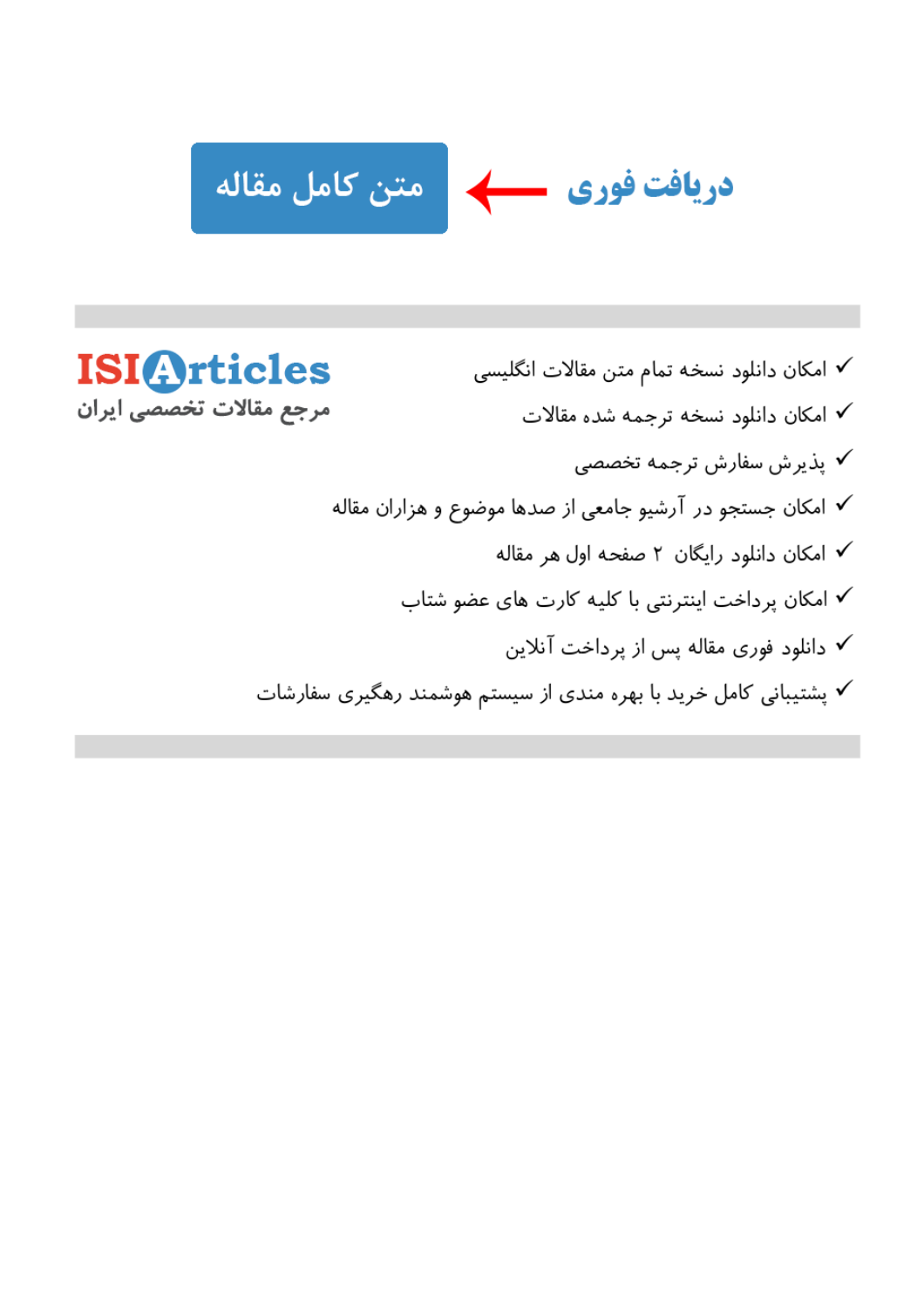دریافت فوری ← متن کامل مقاله

**ISIArticles**
مرجع مقالات تخصصی ایران

- ✓ امکان دانلود نسخه تمام متن مقالات انگلیسی
- ✓ امکان دانلود نسخه ترجمه شده مقالات
- ✓ پذیرش سفارش ترجمه تخصصی
- ✓ امکان جستجو در آرشیو جامعی از صدها موضوع و هزاران مقاله
- ✓ امکان دانلود رایگان ۲ صفحه اول هر مقاله
- ✓ امکان پرداخت اینترنتی با کلیه کارت های عضو شتاب
- ✓ دانلود فوری مقاله پس از پرداخت آنلاین
- ✓ پشتیبانی کامل خرید با بهره مندی از سیستم هوشمند رهگیری سفارشات